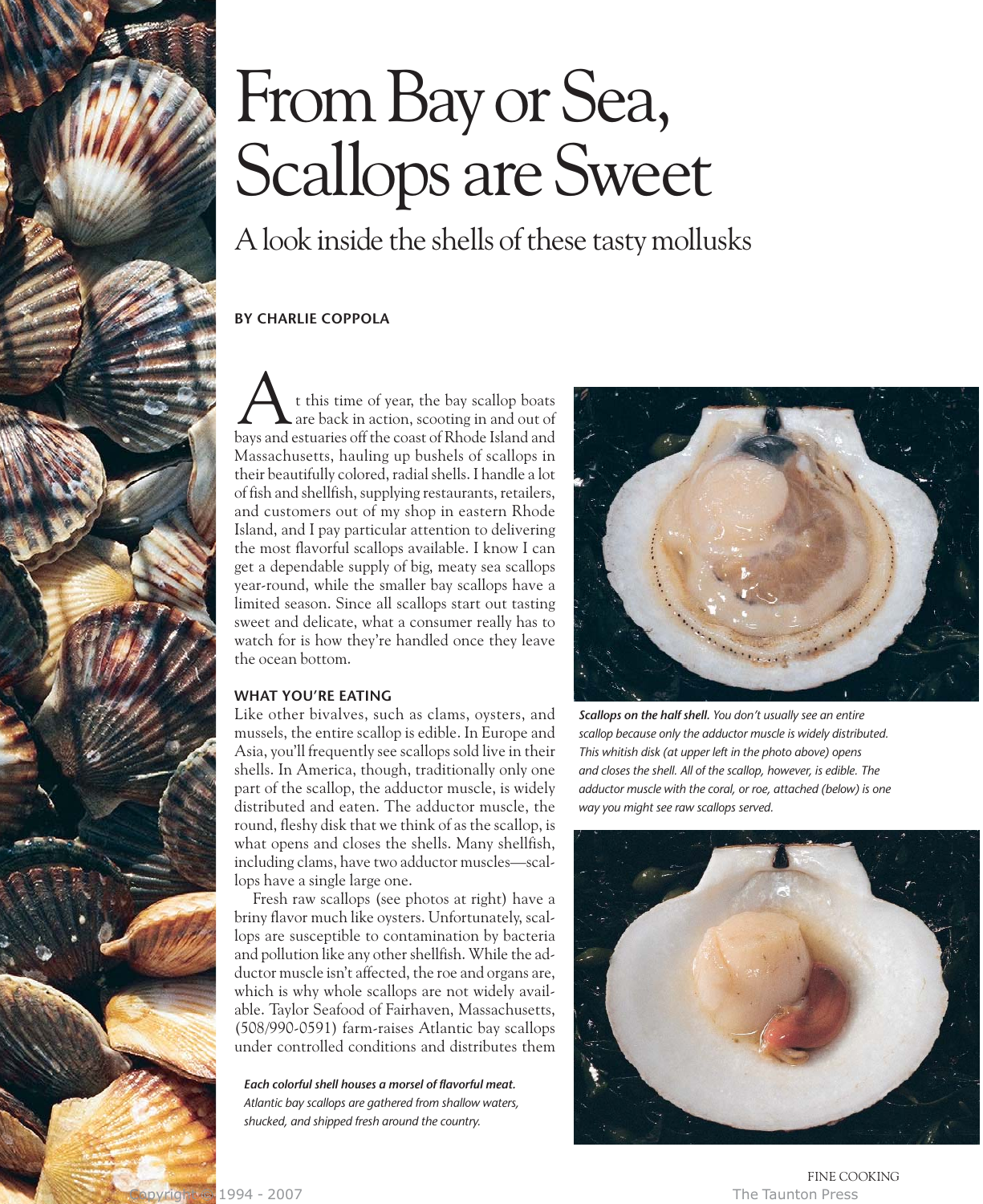# From Bay or Sea, Scallops are Sweet

## A look inside the shells of these tasty mollusks

**BY CHARLIE COPPOLA**

At this time of year, the bay scallop boats are back in action, scooting in and out of bays and estuaries off the coast of Rhode Island and Massachusetts, hauling up bushels of scallops in their beautifully colored, radial shells. I handle a lot of fish and shellfish, supplying restaurants, retailers, and customers out of my shop in eastern Rhode Island, and I pay particular attention to delivering the most flavorful scallops available. I know I can get a dependable supply of big, meaty sea scallops year-round, while the smaller bay scallops have a limited season. Since all scallops start out tasting sweet and delicate, what a consumer really has to watch for is how they're handled once they leave the ocean bottom.

### WHAT YOU'RE EATING

Like other bivalves, such as clams, oysters, and mussels, the entire scallop is edible. In Europe and Asia, you'll frequently see scallops sold live in their shells. In America, though, traditionally only one part of the scallop, the adductor muscle, is widely distributed and eaten. The adductor muscle, the round, fleshy disk that we think of as the scallop, is what opens and closes the shells. Many shellfish, including clams, have two adductor muscles—scallops have a single large one.

Fresh raw scallops (see photos at right) have a briny flavor much like oysters. Unfortunately, scallops are susceptible to contamination by bacteria and pollution like any other shellfish. While the adductor muscle isn't affected, the roe and organs are, which is why whole scallops are not widely available. Taylor Seafood of Fairhaven, Massachusetts, (508/990-0591) farm-raises Atlantic bay scallops under controlled conditions and distributes them

***Each colorful shell houses a morsel of flavorful meat.*** *Atlantic bay scallops are gathered from shallow waters, shucked, and shipped fresh around the country.*

***Scallops on the half shell.*** *You don't usually see an entire scallop because only the adductor muscle is widely distributed. This whitish disk (at upper left in the photo above) opens and closes the shell. All of the scallop, however, is edible. The adductor muscle with the coral, or roe, attached (below) is one way you might see raw scallops served.*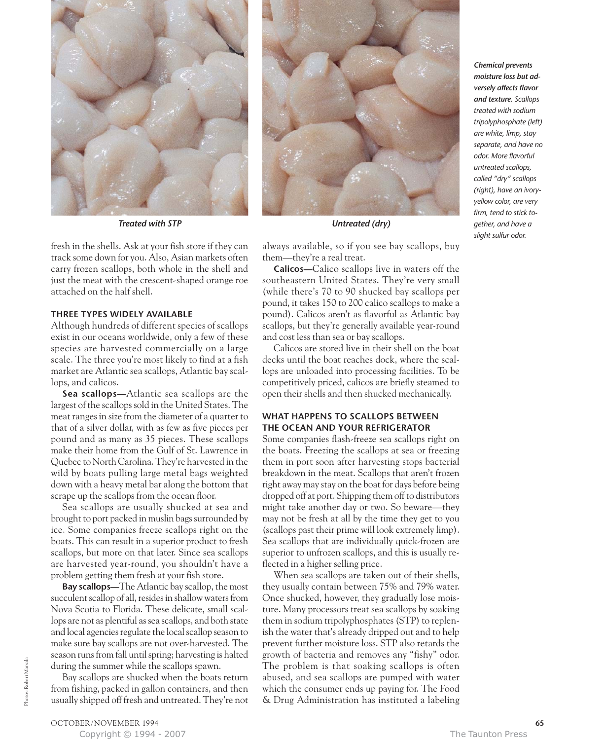*Treated with STP*

*Untreated (dry)*

***Chemical prevents moisture loss but adversely affects flavor and texture****. Scallops treated with sodium tripolyphosphate (left) are white, limp, stay separate, and have no odor. More flavorful untreated scallops, called "dry" scallops (right), have an ivory-yellow color, are very firm, tend to stick together, and have a slight sulfur odor.*

fresh in the shells. Ask at your fish store if they can track some down for you. Also, Asian markets often carry frozen scallops, both whole in the shell and just the meat with the crescent-shaped orange roe attached on the half shell.

### THREE TYPES WIDELY AVAILABLE

Although hundreds of different species of scallops exist in our oceans worldwide, only a few of these species are harvested commercially on a large scale. The three you're most likely to find at a fish market are Atlantic sea scallops, Atlantic bay scallops, and calicos.

**Sea scallops—**Atlantic sea scallops are the largest of the scallops sold in the United States. The meat ranges in size from the diameter of a quarter to that of a silver dollar, with as few as five pieces per pound and as many as 35 pieces. These scallops make their home from the Gulf of St. Lawrence in Quebec to North Carolina. They're harvested in the wild by boats pulling large metal bags weighted down with a heavy metal bar along the bottom that scrape up the scallops from the ocean floor.

Sea scallops are usually shucked at sea and brought to port packed in muslin bags surrounded by ice. Some companies freeze scallops right on the boats. This can result in a superior product to fresh scallops, but more on that later. Since sea scallops are harvested year-round, you shouldn't have a problem getting them fresh at your fish store.

**Bay scallops—**The Atlantic bay scallop, the most succulent scallop of all, resides in shallow waters from Nova Scotia to Florida. These delicate, small scallops are not as plentiful as sea scallops, and both state and local agencies regulate the local scallop season to make sure bay scallops are not over-harvested. The season runs from fall until spring; harvesting is halted during the summer while the scallops spawn.

Bay scallops are shucked when the boats return from fishing, packed in gallon containers, and then usually shipped off fresh and untreated. They're not always available, so if you see bay scallops, buy them—they're a real treat.

**Calicos—**Calico scallops live in waters off the southeastern United States. They're very small (while there's 70 to 90 shucked bay scallops per pound, it takes 150 to 200 calico scallops to make a pound). Calicos aren't as flavorful as Atlantic bay scallops, but they're generally available year-round and cost less than sea or bay scallops.

Calicos are stored live in their shell on the boat decks until the boat reaches dock, where the scallops are unloaded into processing facilities. To be competitively priced, calicos are briefly steamed to open their shells and then shucked mechanically.

### WHAT HAPPENS TO SCALLOPS BETWEEN THE OCEAN AND YOUR REFRIGERATOR

Some companies flash-freeze sea scallops right on the boats. Freezing the scallops at sea or freezing them in port soon after harvesting stops bacterial breakdown in the meat. Scallops that aren't frozen right away may stay on the boat for days before being dropped off at port. Shipping them off to distributors might take another day or two. So beware—they may not be fresh at all by the time they get to you (scallops past their prime will look extremely limp). Sea scallops that are individually quick-frozen are superior to unfrozen scallops, and this is usually reflected in a higher selling price.

When sea scallops are taken out of their shells, they usually contain between 75% and 79% water. Once shucked, however, they gradually lose moisture. Many processors treat sea scallops by soaking them in sodium tripolyphosphates (STP) to replenish the water that's already dripped out and to help prevent further moisture loss. STP also retards the growth of bacteria and removes any "fishy" odor. The problem is that soaking scallops is often abused, and sea scallops are pumped with water which the consumer ends up paying for. The Food & Drug Administration has instituted a labeling

Photos: Robert Marsala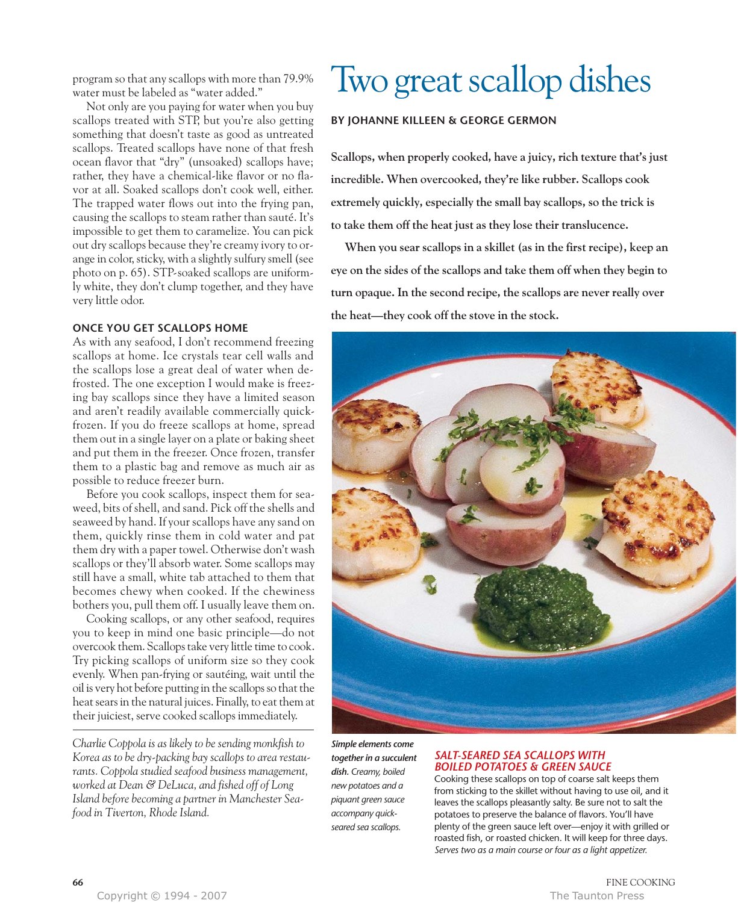program so that any scallops with more than 79.9% water must be labeled as "water added."

Not only are you paying for water when you buy scallops treated with STP, but you're also getting something that doesn't taste as good as untreated scallops. Treated scallops have none of that fresh ocean flavor that "dry" (unsoaked) scallops have; rather, they have a chemical-like flavor or no flavor at all. Soaked scallops don't cook well, either. The trapped water flows out into the frying pan, causing the scallops to steam rather than sauté. It's impossible to get them to caramelize. You can pick out dry scallops because they're creamy ivory to orange in color, sticky, with a slightly sulfury smell (see photo on p. 65). STP-soaked scallops are uniformly white, they don't clump together, and they have very little odor.

### ONCE YOU GET SCALLOPS HOME

As with any seafood, I don't recommend freezing scallops at home. Ice crystals tear cell walls and the scallops lose a great deal of water when defrosted. The one exception I would make is freezing bay scallops since they have a limited season and aren't readily available commercially quick-frozen. If you do freeze scallops at home, spread them out in a single layer on a plate or baking sheet and put them in the freezer. Once frozen, transfer them to a plastic bag and remove as much air as possible to reduce freezer burn.

Before you cook scallops, inspect them for seaweed, bits of shell, and sand. Pick off the shells and seaweed by hand. If your scallops have any sand on them, quickly rinse them in cold water and pat them dry with a paper towel. Otherwise don't wash scallops or they'll absorb water. Some scallops may still have a small, white tab attached to them that becomes chewy when cooked. If the chewiness bothers you, pull them off. I usually leave them on.

Cooking scallops, or any other seafood, requires you to keep in mind one basic principle—do not overcook them. Scallops take very little time to cook. Try picking scallops of uniform size so they cook evenly. When pan-frying or sautéing, wait until the oil is very hot before putting in the scallops so that the heat sears in the natural juices. Finally, to eat them at their juiciest, serve cooked scallops immediately.

*Charlie Coppola is as likely to be sending monkfish to Korea as to be dry-packing bay scallops to area restaurants. Coppola studied seafood business management, worked at Dean & DeLuca, and fished off of Long Island before becoming a partner in Manchester Seafood in Tiverton, Rhode Island.*

# Two great scallop dishes

**BY JOHANNE KILLEEN & GEORGE GERMON**

**Scallops, when properly cooked, have a juicy, rich texture that's just incredible. When overcooked, they're like rubber. Scallops cook extremely quickly, especially the small bay scallops, so the trick is to take them off the heat just as they lose their translucence.**

**When you sear scallops in a skillet (as in the first recipe), keep an eye on the sides of the scallops and take them off when they begin to turn opaque. In the second recipe, the scallops are never really over the heat—they cook off the stove in the stock.**

***Simple elements come together in a succulent dish.*** *Creamy, boiled new potatoes and a piquant green sauce accompany quick-seared sea scallops.*

### SALT-SEARED SEA SCALLOPS WITH BOILED POTATOES & GREEN SAUCE

Cooking these scallops on top of coarse salt keeps them from sticking to the skillet without having to use oil, and it leaves the scallops pleasantly salty. Be sure not to salt the potatoes to preserve the balance of flavors. You'll have plenty of the green sauce left over—enjoy it with grilled or roasted fish, or roasted chicken. It will keep for three days. *Serves two as a main course or four as a light appetizer.*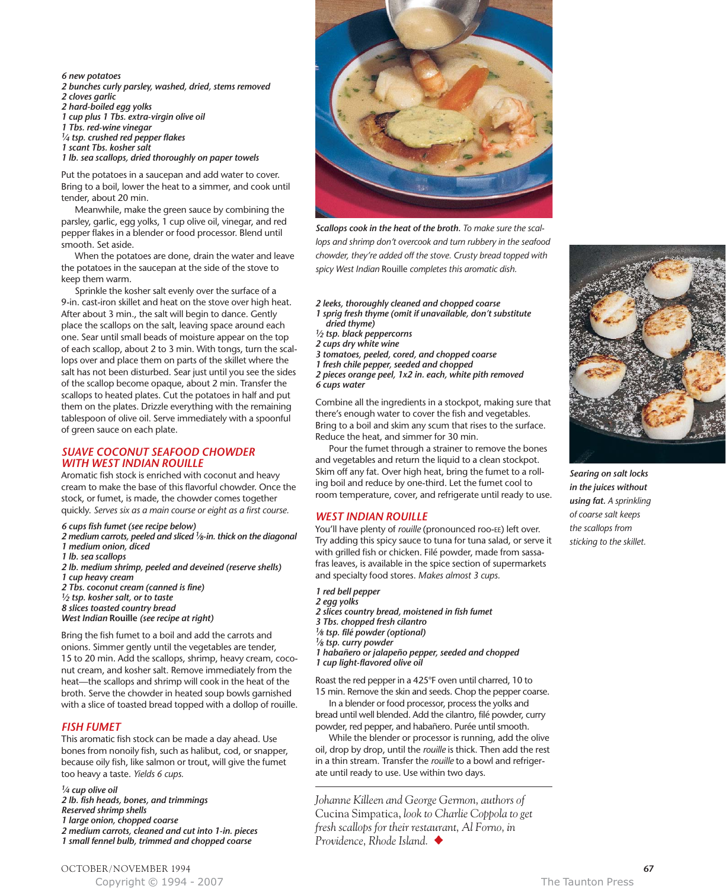*6 new potatoes*
*2 bunches curly parsley, washed, dried, stems removed*
*2 cloves garlic*
*2 hard-boiled egg yolks*
*1 cup plus 1 Tbs. extra-virgin olive oil*
*1 Tbs. red-wine vinegar*
*¼ tsp. crushed red pepper flakes*
*1 scant Tbs. kosher salt*
*1 lb. sea scallops, dried thoroughly on paper towels*

Put the potatoes in a saucepan and add water to cover. Bring to a boil, lower the heat to a simmer, and cook until tender, about 20 min.

Meanwhile, make the green sauce by combining the parsley, garlic, egg yolks, 1 cup olive oil, vinegar, and red pepper flakes in a blender or food processor. Blend until smooth. Set aside.

When the potatoes are done, drain the water and leave the potatoes in the saucepan at the side of the stove to keep them warm.

Sprinkle the kosher salt evenly over the surface of a 9-in. cast-iron skillet and heat on the stove over high heat. After about 3 min., the salt will begin to dance. Gently place the scallops on the salt, leaving space around each one. Sear until small beads of moisture appear on the top of each scallop, about 2 to 3 min. With tongs, turn the scallops over and place them on parts of the skillet where the salt has not been disturbed. Sear just until you see the sides of the scallop become opaque, about 2 min. Transfer the scallops to heated plates. Cut the potatoes in half and put them on the plates. Drizzle everything with the remaining tablespoon of olive oil. Serve immediately with a spoonful of green sauce on each plate.

## SUAVE COCONUT SEAFOOD CHOWDER WITH WEST INDIAN ROUILLE

Aromatic fish stock is enriched with coconut and heavy cream to make the base of this flavorful chowder. Once the stock, or fumet, is made, the chowder comes together quickly. *Serves six as a main course or eight as a first course.*

*6 cups fish fumet (see recipe below)*
*2 medium carrots, peeled and sliced ⅛-in. thick on the diagonal*
*1 medium onion, diced*
*1 lb. sea scallops*
*2 lb. medium shrimp, peeled and deveined (reserve shells)*
*1 cup heavy cream*
*2 Tbs. coconut cream (canned is fine)*
*½ tsp. kosher salt, or to taste*
*8 slices toasted country bread*
*West Indian* **Rouille** *(see recipe at right)*

Bring the fish fumet to a boil and add the carrots and onions. Simmer gently until the vegetables are tender, 15 to 20 min. Add the scallops, shrimp, heavy cream, coconut cream, and kosher salt. Remove immediately from the heat—the scallops and shrimp will cook in the heat of the broth. Serve the chowder in heated soup bowls garnished with a slice of toasted bread topped with a dollop of rouille.

## FISH FUMET

This aromatic fish stock can be made a day ahead. Use bones from nonoily fish, such as halibut, cod, or snapper, because oily fish, like salmon or trout, will give the fumet too heavy a taste. *Yields 6 cups.*

*¼ cup olive oil*
*2 lb. fish heads, bones, and trimmings*
*Reserved shrimp shells*
*1 large onion, chopped coarse*
*2 medium carrots, cleaned and cut into 1-in. pieces*
*1 small fennel bulb, trimmed and chopped coarse*
*2 leeks, thoroughly cleaned and chopped coarse*
*1 sprig fresh thyme (omit if unavailable, don't substitute dried thyme)*
*½ tsp. black peppercorns*
*2 cups dry white wine*
*3 tomatoes, peeled, cored, and chopped coarse*
*1 fresh chile pepper, seeded and chopped*
*2 pieces orange peel, 1x2 in. each, white pith removed*
*6 cups water*

Combine all the ingredients in a stockpot, making sure that there's enough water to cover the fish and vegetables. Bring to a boil and skim any scum that rises to the surface. Reduce the heat, and simmer for 30 min.

Pour the fumet through a strainer to remove the bones and vegetables and return the liquid to a clean stockpot. Skim off any fat. Over high heat, bring the fumet to a rolling boil and reduce by one-third. Let the fumet cool to room temperature, cover, and refrigerate until ready to use.

**Scallops cook in the heat of the broth.** *To make sure the scallops and shrimp don't overcook and turn rubbery in the seafood chowder, they're added off the stove. Crusty bread topped with spicy West Indian* Rouille *completes this aromatic dish.*

## WEST INDIAN ROUILLE

You'll have plenty of *rouille* (pronounced roo-EE) left over. Try adding this spicy sauce to tuna for tuna salad, or serve it with grilled fish or chicken. Filé powder, made from sassafras leaves, is available in the spice section of supermarkets and specialty food stores. *Makes almost 3 cups.*

*1 red bell pepper*
*2 egg yolks*
*2 slices country bread, moistened in fish fumet*
*3 Tbs. chopped fresh cilantro*
*⅛ tsp. filé powder (optional)*
*⅛ tsp. curry powder*
*1 habañero or jalapeño pepper, seeded and chopped*
*1 cup light-flavored olive oil*

Roast the red pepper in a 425°F oven until charred, 10 to 15 min. Remove the skin and seeds. Chop the pepper coarse.

In a blender or food processor, process the yolks and bread until well blended. Add the cilantro, filé powder, curry powder, red pepper, and habañero. Purée until smooth.

While the blender or processor is running, add the olive oil, drop by drop, until the *rouille* is thick. Then add the rest in a thin stream. Transfer the *rouille* to a bowl and refrigerate until ready to use. Use within two days.

---

*Johanne Killeen and George Germon, authors of* Cucina Simpatica, *look to Charlie Coppola to get fresh scallops for their restaurant, Al Forno, in Providence, Rhode Island.* ◆

**Searing on salt locks in the juices without using fat.** *A sprinkling of coarse salt keeps the scallops from sticking to the skillet.*